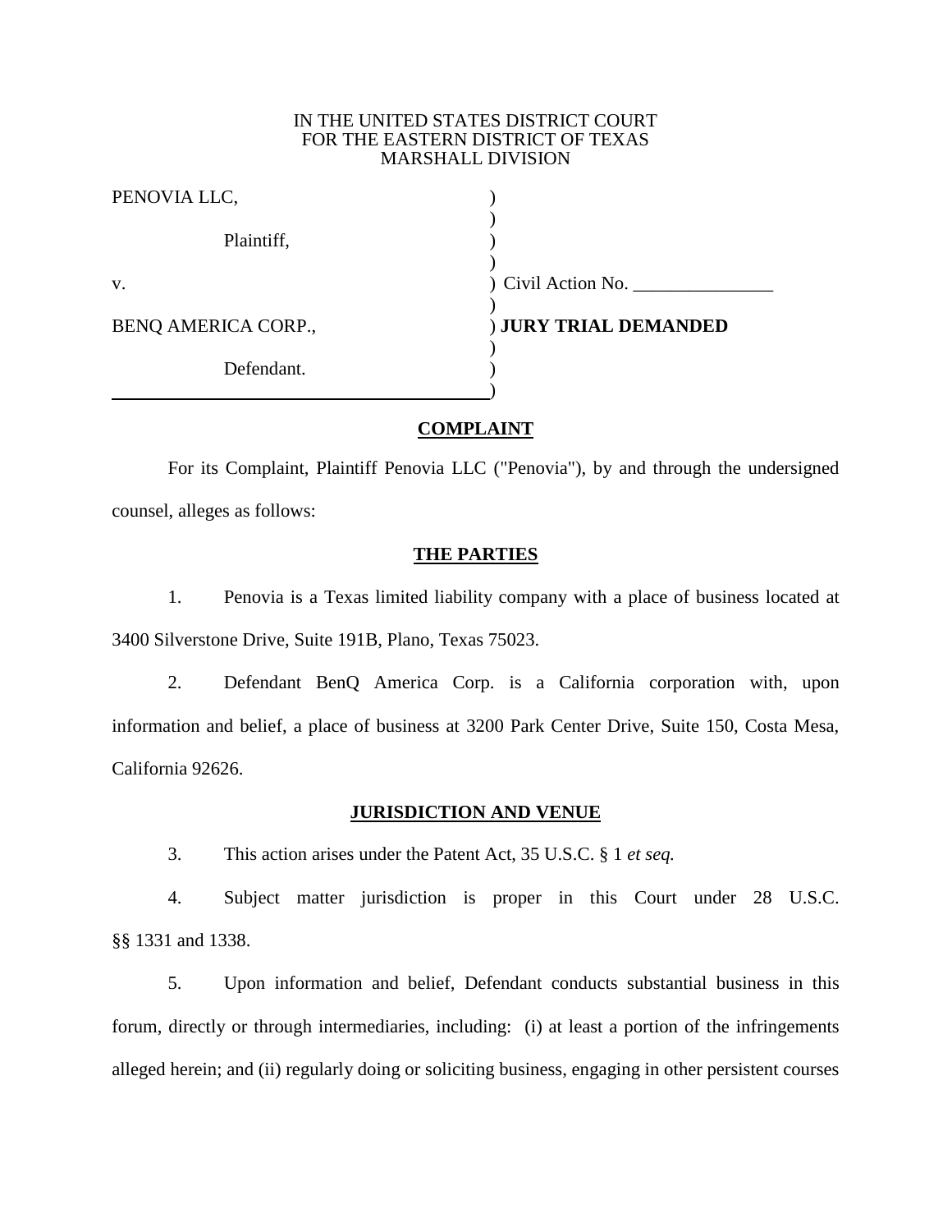IN THE UNITED STATES DISTRICT COURT
FOR THE EASTERN DISTRICT OF TEXAS
MARSHALL DIVISION

| | |
|---|---|
| PENOVIA LLC, | ) |
| Plaintiff, | ) |
| v. | ) Civil Action No. _______________ |
| BENQ AMERICA CORP., | ) **JURY TRIAL DEMANDED** |
| Defendant. | ) |

## COMPLAINT

For its Complaint, Plaintiff Penovia LLC ("Penovia"), by and through the undersigned counsel, alleges as follows:

## THE PARTIES

1. Penovia is a Texas limited liability company with a place of business located at 3400 Silverstone Drive, Suite 191B, Plano, Texas 75023.

2. Defendant BenQ America Corp. is a California corporation with, upon information and belief, a place of business at 3200 Park Center Drive, Suite 150, Costa Mesa, California 92626.

## JURISDICTION AND VENUE

3. This action arises under the Patent Act, 35 U.S.C. § 1 *et seq.*

4. Subject matter jurisdiction is proper in this Court under 28 U.S.C. §§ 1331 and 1338.

5. Upon information and belief, Defendant conducts substantial business in this forum, directly or through intermediaries, including: (i) at least a portion of the infringements alleged herein; and (ii) regularly doing or soliciting business, engaging in other persistent courses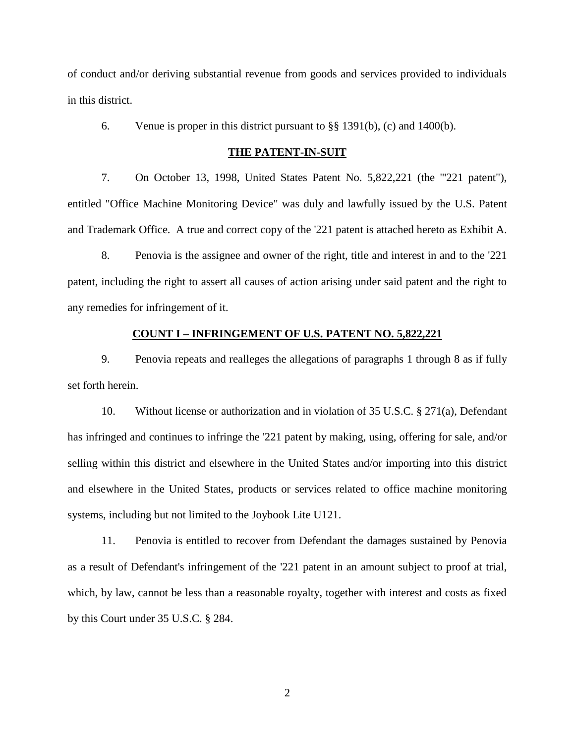of conduct and/or deriving substantial revenue from goods and services provided to individuals in this district.

6. Venue is proper in this district pursuant to §§ 1391(b), (c) and 1400(b).

**THE PATENT-IN-SUIT**

7. On October 13, 1998, United States Patent No. 5,822,221 (the "'221 patent"), entitled "Office Machine Monitoring Device" was duly and lawfully issued by the U.S. Patent and Trademark Office. A true and correct copy of the '221 patent is attached hereto as Exhibit A.

8. Penovia is the assignee and owner of the right, title and interest in and to the '221 patent, including the right to assert all causes of action arising under said patent and the right to any remedies for infringement of it.

**COUNT I – INFRINGEMENT OF U.S. PATENT NO. 5,822,221**

9. Penovia repeats and realleges the allegations of paragraphs 1 through 8 as if fully set forth herein.

10. Without license or authorization and in violation of 35 U.S.C. § 271(a), Defendant has infringed and continues to infringe the '221 patent by making, using, offering for sale, and/or selling within this district and elsewhere in the United States and/or importing into this district and elsewhere in the United States, products or services related to office machine monitoring systems, including but not limited to the Joybook Lite U121.

11. Penovia is entitled to recover from Defendant the damages sustained by Penovia as a result of Defendant's infringement of the '221 patent in an amount subject to proof at trial, which, by law, cannot be less than a reasonable royalty, together with interest and costs as fixed by this Court under 35 U.S.C. § 284.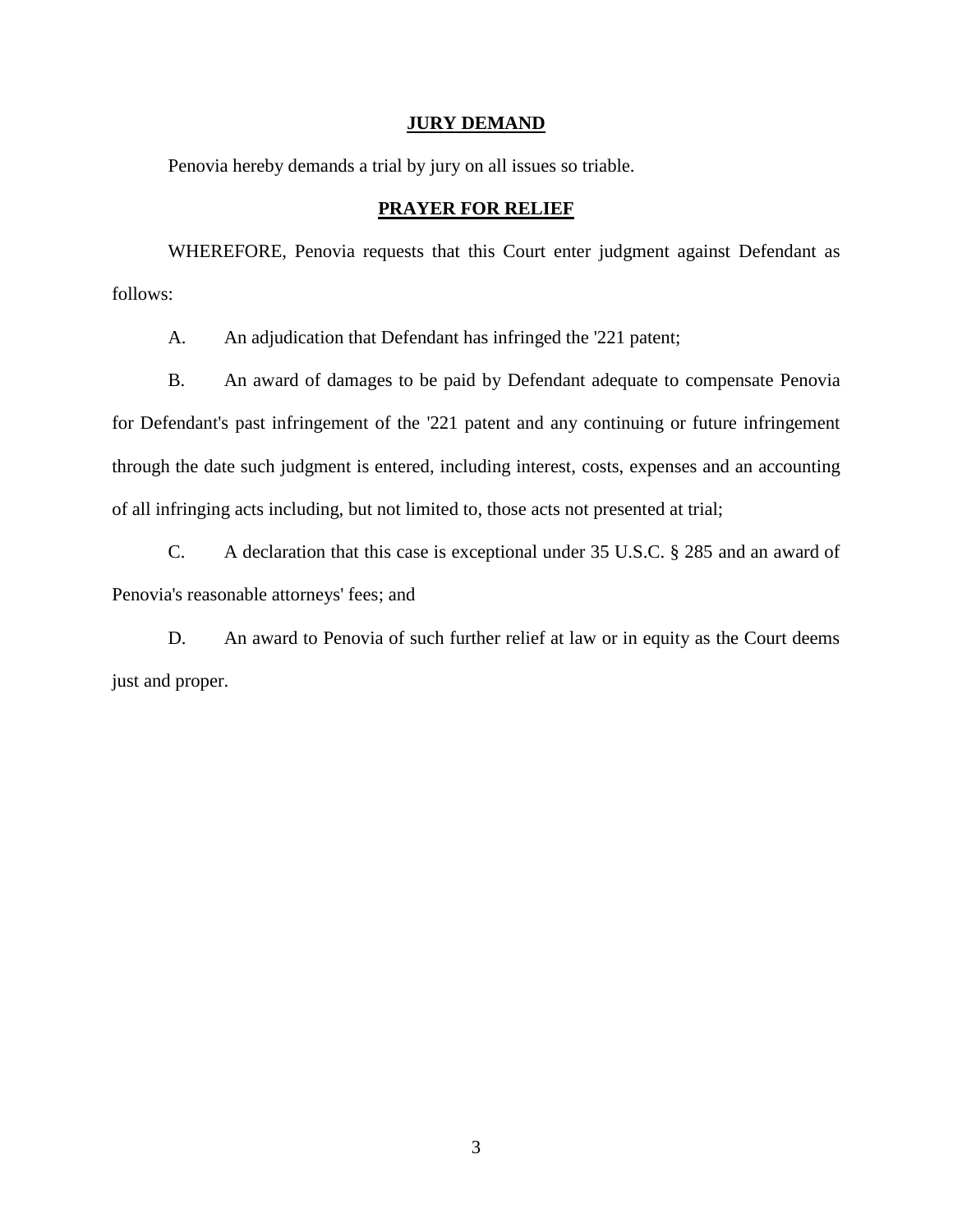## JURY DEMAND

Penovia hereby demands a trial by jury on all issues so triable.

## PRAYER FOR RELIEF

WHEREFORE, Penovia requests that this Court enter judgment against Defendant as follows:

A. An adjudication that Defendant has infringed the '221 patent;

B. An award of damages to be paid by Defendant adequate to compensate Penovia for Defendant's past infringement of the '221 patent and any continuing or future infringement through the date such judgment is entered, including interest, costs, expenses and an accounting of all infringing acts including, but not limited to, those acts not presented at trial;

C. A declaration that this case is exceptional under 35 U.S.C. § 285 and an award of Penovia's reasonable attorneys' fees; and

D. An award to Penovia of such further relief at law or in equity as the Court deems just and proper.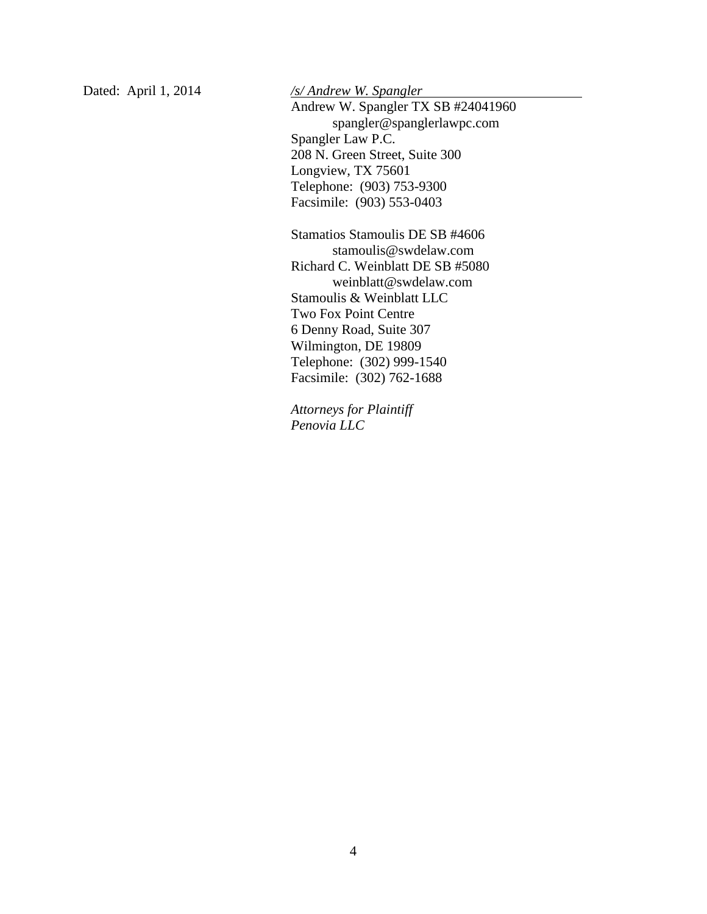Dated: April 1, 2014

*/s/ Andrew W. Spangler*

Andrew W. Spangler TX SB #24041960
spangler@spanglerlawpc.com
Spangler Law P.C.
208 N. Green Street, Suite 300
Longview, TX 75601
Telephone: (903) 753-9300
Facsimile: (903) 553-0403

Stamatios Stamoulis DE SB #4606
stamoulis@swdelaw.com
Richard C. Weinblatt DE SB #5080
weinblatt@swdelaw.com
Stamoulis & Weinblatt LLC
Two Fox Point Centre
6 Denny Road, Suite 307
Wilmington, DE 19809
Telephone: (302) 999-1540
Facsimile: (302) 762-1688

*Attorneys for Plaintiff*
*Penovia LLC*